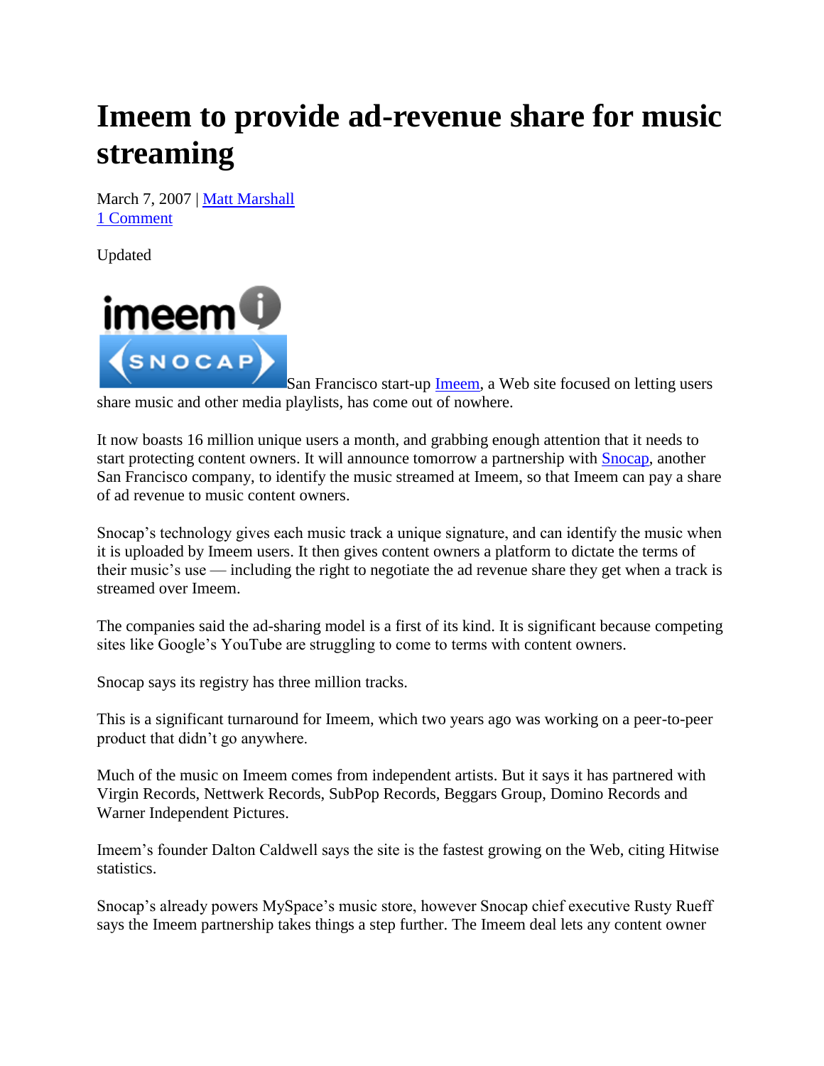# Imeem to provide ad-revenue share for music streaming

March 7, 2007 | Matt Marshall
1 Comment

Updated

San Francisco start-up Imeem, a Web site focused on letting users share music and other media playlists, has come out of nowhere.

It now boasts 16 million unique users a month, and grabbing enough attention that it needs to start protecting content owners. It will announce tomorrow a partnership with Snocap, another San Francisco company, to identify the music streamed at Imeem, so that Imeem can pay a share of ad revenue to music content owners.

Snocap's technology gives each music track a unique signature, and can identify the music when it is uploaded by Imeem users. It then gives content owners a platform to dictate the terms of their music's use — including the right to negotiate the ad revenue share they get when a track is streamed over Imeem.

The companies said the ad-sharing model is a first of its kind. It is significant because competing sites like Google's YouTube are struggling to come to terms with content owners.

Snocap says its registry has three million tracks.

This is a significant turnaround for Imeem, which two years ago was working on a peer-to-peer product that didn't go anywhere.

Much of the music on Imeem comes from independent artists. But it says it has partnered with Virgin Records, Nettwerk Records, SubPop Records, Beggars Group, Domino Records and Warner Independent Pictures.

Imeem's founder Dalton Caldwell says the site is the fastest growing on the Web, citing Hitwise statistics.

Snocap's already powers MySpace's music store, however Snocap chief executive Rusty Rueff says the Imeem partnership takes things a step further. The Imeem deal lets any content owner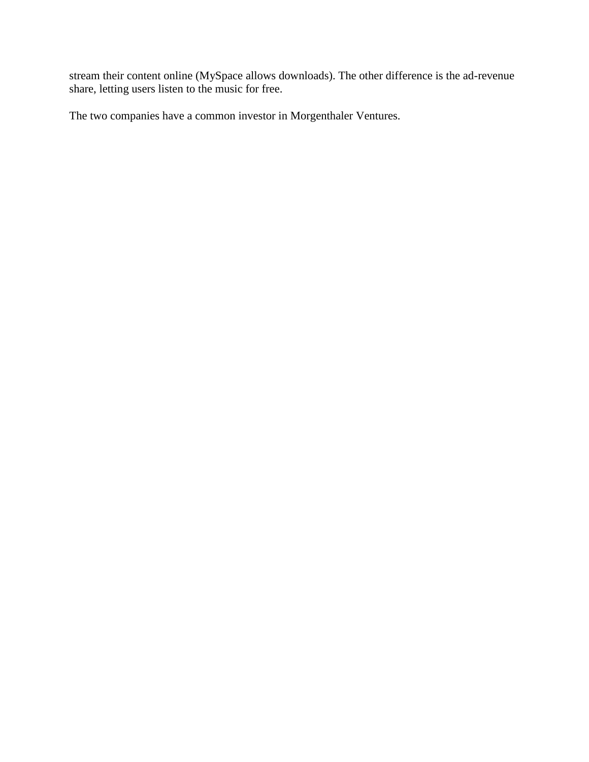stream their content online (MySpace allows downloads). The other difference is the ad-revenue share, letting users listen to the music for free.

The two companies have a common investor in Morgenthaler Ventures.